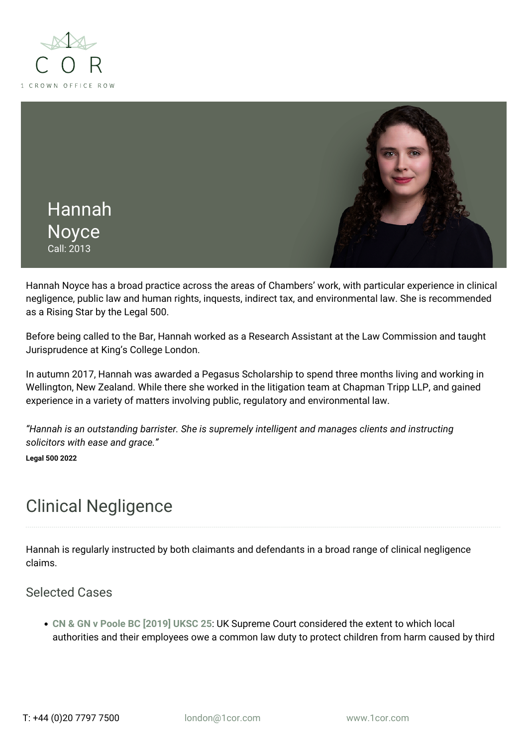# Hannah Noyce

Call: 2013

Hannah Noyce has a broad practice across the areas of Chambers' work, with particular experience in clinical negligence, public law and human rights, inquests, indirect tax, and environmental law. She is recommended as a Rising Star by the Legal 500.

Before being called to the Bar, Hannah worked as a Research Assistant at the Law Commission and taught Jurisprudence at King's College London.

In autumn 2017, Hannah was awarded a Pegasus Scholarship to spend three months living and working in Wellington, New Zealand. While there she worked in the litigation team at Chapman Tripp LLP, and gained experience in a variety of matters involving public, regulatory and environmental law.

*"Hannah is an outstanding barrister. She is supremely intelligent and manages clients and instructing solicitors with ease and grace."*

**Legal 500 2022**

## Clinical Negligence

Hannah is regularly instructed by both claimants and defendants in a broad range of clinical negligence claims.

### Selected Cases

- **CN & GN v Poole BC [2019] UKSC 25**: UK Supreme Court considered the extent to which local authorities and their employees owe a common law duty to protect children from harm caused by third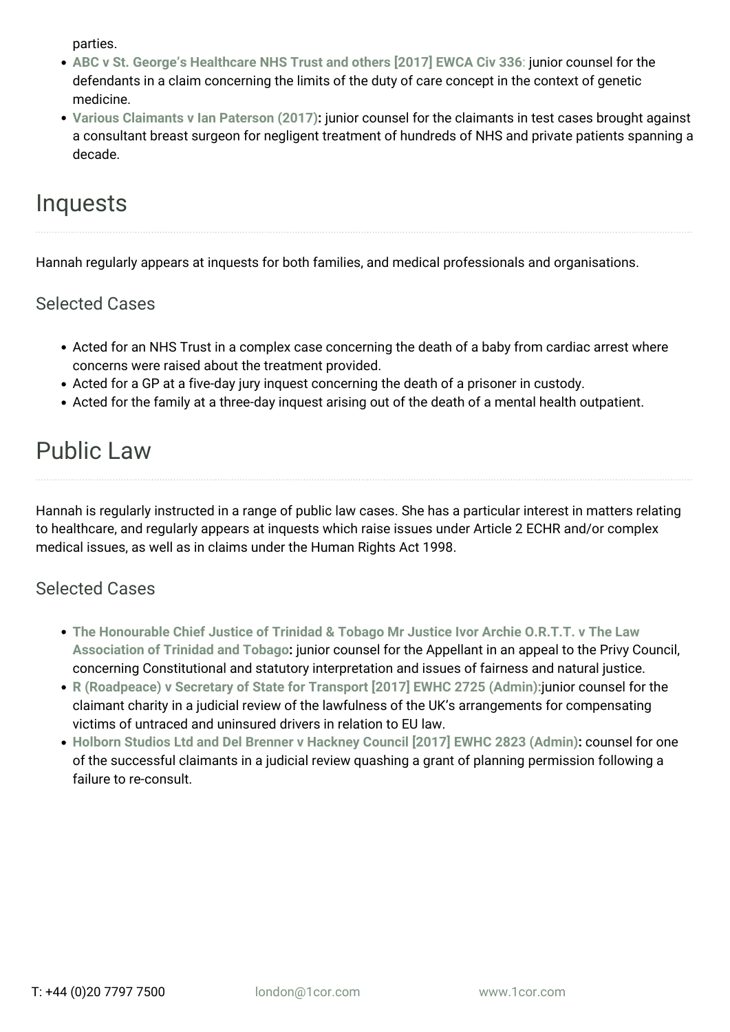parties.

- **ABC v St. George's Healthcare NHS Trust and others [2017] EWCA Civ 336**: junior counsel for the defendants in a claim concerning the limits of the duty of care concept in the context of genetic medicine.
- **Various Claimants v Ian Paterson (2017):** junior counsel for the claimants in test cases brought against a consultant breast surgeon for negligent treatment of hundreds of NHS and private patients spanning a decade.

## Inquests

Hannah regularly appears at inquests for both families, and medical professionals and organisations.

### Selected Cases

- Acted for an NHS Trust in a complex case concerning the death of a baby from cardiac arrest where concerns were raised about the treatment provided.
- Acted for a GP at a five-day jury inquest concerning the death of a prisoner in custody.
- Acted for the family at a three-day inquest arising out of the death of a mental health outpatient.

## Public Law

Hannah is regularly instructed in a range of public law cases. She has a particular interest in matters relating to healthcare, and regularly appears at inquests which raise issues under Article 2 ECHR and/or complex medical issues, as well as in claims under the Human Rights Act 1998.

### Selected Cases

- **The Honourable Chief Justice of Trinidad & Tobago Mr Justice Ivor Archie O.R.T.T. v The Law Association of Trinidad and Tobago:** junior counsel for the Appellant in an appeal to the Privy Council, concerning Constitutional and statutory interpretation and issues of fairness and natural justice.
- **R (Roadpeace) v Secretary of State for Transport [2017] EWHC 2725 (Admin):** junior counsel for the claimant charity in a judicial review of the lawfulness of the UK's arrangements for compensating victims of untraced and uninsured drivers in relation to EU law.
- **Holborn Studios Ltd and Del Brenner v Hackney Council [2017] EWHC 2823 (Admin):** counsel for one of the successful claimants in a judicial review quashing a grant of planning permission following a failure to re-consult.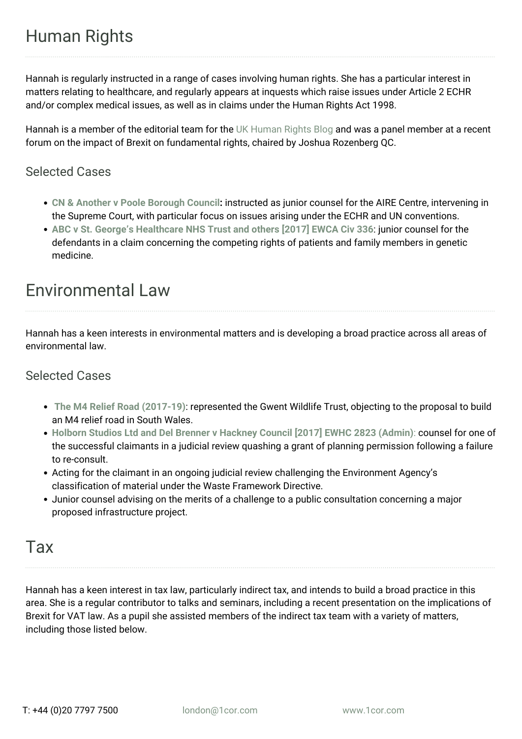# Human Rights

Hannah is regularly instructed in a range of cases involving human rights. She has a particular interest in matters relating to healthcare, and regularly appears at inquests which raise issues under Article 2 ECHR and/or complex medical issues, as well as in claims under the Human Rights Act 1998.

Hannah is a member of the editorial team for the UK Human Rights Blog and was a panel member at a recent forum on the impact of Brexit on fundamental rights, chaired by Joshua Rozenberg QC.

## Selected Cases

- **CN & Another v Poole Borough Council:** instructed as junior counsel for the AIRE Centre, intervening in the Supreme Court, with particular focus on issues arising under the ECHR and UN conventions.
- **ABC v St. George's Healthcare NHS Trust and others [2017] EWCA Civ 336**: junior counsel for the defendants in a claim concerning the competing rights of patients and family members in genetic medicine.

# Environmental Law

Hannah has a keen interests in environmental matters and is developing a broad practice across all areas of environmental law.

## Selected Cases

- **The M4 Relief Road (2017-19)**: represented the Gwent Wildlife Trust, objecting to the proposal to build an M4 relief road in South Wales.
- **Holborn Studios Ltd and Del Brenner v Hackney Council [2017] EWHC 2823 (Admin)**: counsel for one of the successful claimants in a judicial review quashing a grant of planning permission following a failure to re-consult.
- Acting for the claimant in an ongoing judicial review challenging the Environment Agency's classification of material under the Waste Framework Directive.
- Junior counsel advising on the merits of a challenge to a public consultation concerning a major proposed infrastructure project.

# Tax

Hannah has a keen interest in tax law, particularly indirect tax, and intends to build a broad practice in this area. She is a regular contributor to talks and seminars, including a recent presentation on the implications of Brexit for VAT law. As a pupil she assisted members of the indirect tax team with a variety of matters, including those listed below.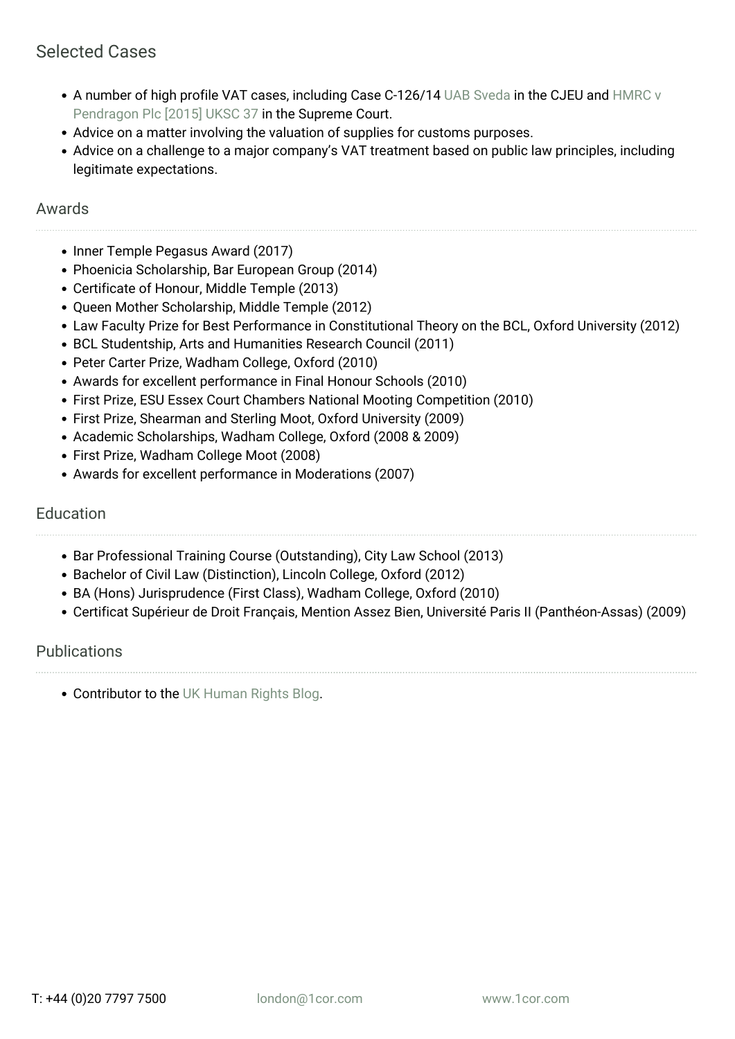## Selected Cases

- A number of high profile VAT cases, including Case C-126/14 UAB Sveda in the CJEU and HMRC v Pendragon Plc [2015] UKSC 37 in the Supreme Court.
- Advice on a matter involving the valuation of supplies for customs purposes.
- Advice on a challenge to a major company's VAT treatment based on public law principles, including legitimate expectations.

## Awards

- Inner Temple Pegasus Award (2017)
- Phoenicia Scholarship, Bar European Group (2014)
- Certificate of Honour, Middle Temple (2013)
- Queen Mother Scholarship, Middle Temple (2012)
- Law Faculty Prize for Best Performance in Constitutional Theory on the BCL, Oxford University (2012)
- BCL Studentship, Arts and Humanities Research Council (2011)
- Peter Carter Prize, Wadham College, Oxford (2010)
- Awards for excellent performance in Final Honour Schools (2010)
- First Prize, ESU Essex Court Chambers National Mooting Competition (2010)
- First Prize, Shearman and Sterling Moot, Oxford University (2009)
- Academic Scholarships, Wadham College, Oxford (2008 & 2009)
- First Prize, Wadham College Moot (2008)
- Awards for excellent performance in Moderations (2007)

## Education

- Bar Professional Training Course (Outstanding), City Law School (2013)
- Bachelor of Civil Law (Distinction), Lincoln College, Oxford (2012)
- BA (Hons) Jurisprudence (First Class), Wadham College, Oxford (2010)
- Certificat Supérieur de Droit Français, Mention Assez Bien, Université Paris II (Panthéon-Assas) (2009)

## Publications

- Contributor to the UK Human Rights Blog.